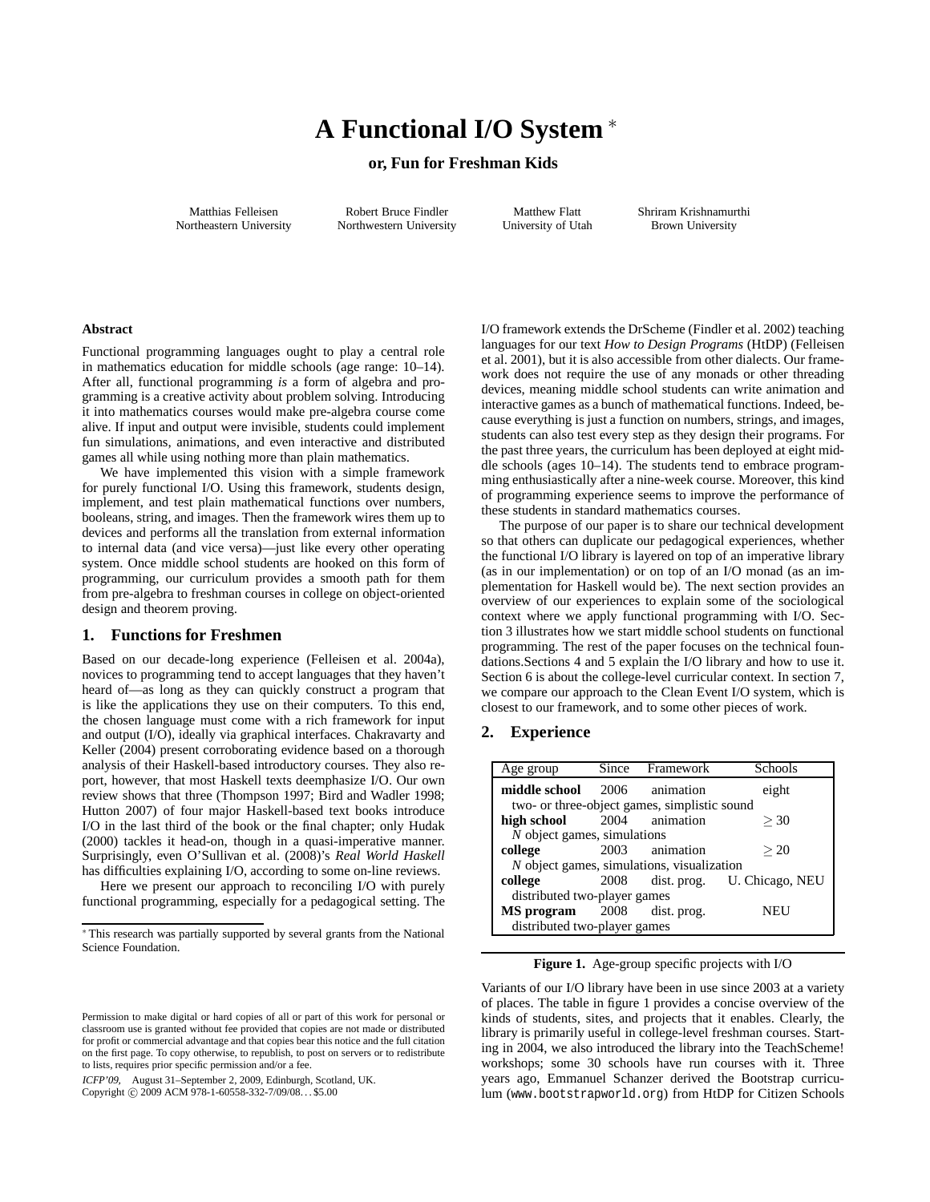# A Functional I/O System *

## or, Fun for Freshman Kids

Matthias Felleisen
Northeastern University

Robert Bruce Findler
Northwestern University

Matthew Flatt
University of Utah

Shriram Krishnamurthi
Brown University

### Abstract

Functional programming languages ought to play a central role in mathematics education for middle schools (age range: 10–14). After all, functional programming *is* a form of algebra and programming is a creative activity about problem solving. Introducing it into mathematics courses would make pre-algebra course come alive. If input and output were invisible, students could implement fun simulations, animations, and even interactive and distributed games all while using nothing more than plain mathematics.

We have implemented this vision with a simple framework for purely functional I/O. Using this framework, students design, implement, and test plain mathematical functions over numbers, booleans, string, and images. Then the framework wires them up to devices and performs all the translation from external information to internal data (and vice versa)—just like every other operating system. Once middle school students are hooked on this form of programming, our curriculum provides a smooth path for them from pre-algebra to freshman courses in college on object-oriented design and theorem proving.

## 1. Functions for Freshmen

Based on our decade-long experience (Felleisen et al. 2004a), novices to programming tend to accept languages that they haven't heard of—as long as they can quickly construct a program that is like the applications they use on their computers. To this end, the chosen language must come with a rich framework for input and output (I/O), ideally via graphical interfaces. Chakravarty and Keller (2004) present corroborating evidence based on a thorough analysis of their Haskell-based introductory courses. They also report, however, that most Haskell texts deemphasize I/O. Our own review shows that three (Thompson 1997; Bird and Wadler 1998; Hutton 2007) of four major Haskell-based text books introduce I/O in the last third of the book or the final chapter; only Hudak (2000) tackles it head-on, though in a quasi-imperative manner. Surprisingly, even O'Sullivan et al. (2008)'s *Real World Haskell* has difficulties explaining I/O, according to some on-line reviews.

Here we present our approach to reconciling I/O with purely functional programming, especially for a pedagogical setting. The I/O framework extends the DrScheme (Findler et al. 2002) teaching languages for our text *How to Design Programs* (HtDP) (Felleisen et al. 2001), but it is also accessible from other dialects. Our framework does not require the use of any monads or other threading devices, meaning middle school students can write animation and interactive games as a bunch of mathematical functions. Indeed, because everything is just a function on numbers, strings, and images, students can also test every step as they design their programs. For the past three years, the curriculum has been deployed at eight middle schools (ages 10–14). The students tend to embrace programming enthusiastically after a nine-week course. Moreover, this kind of programming experience seems to improve the performance of these students in standard mathematics courses.

The purpose of our paper is to share our technical development so that others can duplicate our pedagogical experiences, whether the functional I/O library is layered on top of an imperative library (as in our implementation) or on top of an I/O monad (as an implementation for Haskell would be). The next section provides an overview of our experiences to explain some of the sociological context where we apply functional programming with I/O. Section 3 illustrates how we start middle school students on functional programming. The rest of the paper focuses on the technical foundations.Sections 4 and 5 explain the I/O library and how to use it. Section 6 is about the college-level curricular context. In section 7, we compare our approach to the Clean Event I/O system, which is closest to our framework, and to some other pieces of work.

## 2. Experience

| Age group | Since | Framework | Schools |
|---|---|---|---|
| **middle school** | 2006 | animation | eight |
| two- or three-object games, simplistic sound | | | |
| **high school** | 2004 | animation | $\geq 30$ |
| *N* object games, simulations | | | |
| **college** | 2003 | animation | $\geq 20$ |
| *N* object games, simulations, visualization | | | |
| **college** | 2008 | dist. prog. | U. Chicago, NEU |
| distributed two-player games | | | |
| **MS program** | 2008 | dist. prog. | NEU |
| distributed two-player games | | | |

**Figure 1.** Age-group specific projects with I/O

Variants of our I/O library have been in use since 2003 at a variety of places. The table in figure 1 provides a concise overview of the kinds of students, sites, and projects that it enables. Clearly, the library is primarily useful in college-level freshman courses. Starting in 2004, we also introduced the library into the TeachScheme! workshops; some 30 schools have run courses with it. Three years ago, Emmanuel Schanzer derived the Bootstrap curriculum (`www.bootstrapworld.org`) from HtDP for Citizen Schools

---

* This research was partially supported by several grants from the National Science Foundation.

Permission to make digital or hard copies of all or part of this work for personal or classroom use is granted without fee provided that copies are not made or distributed for profit or commercial advantage and that copies bear this notice and the full citation on the first page. To copy otherwise, to republish, to post on servers or to redistribute to lists, requires prior specific permission and/or a fee.

*ICFP'09,* August 31–September 2, 2009, Edinburgh, Scotland, UK.
Copyright © 2009 ACM 978-1-60558-332-7/09/08...$5.00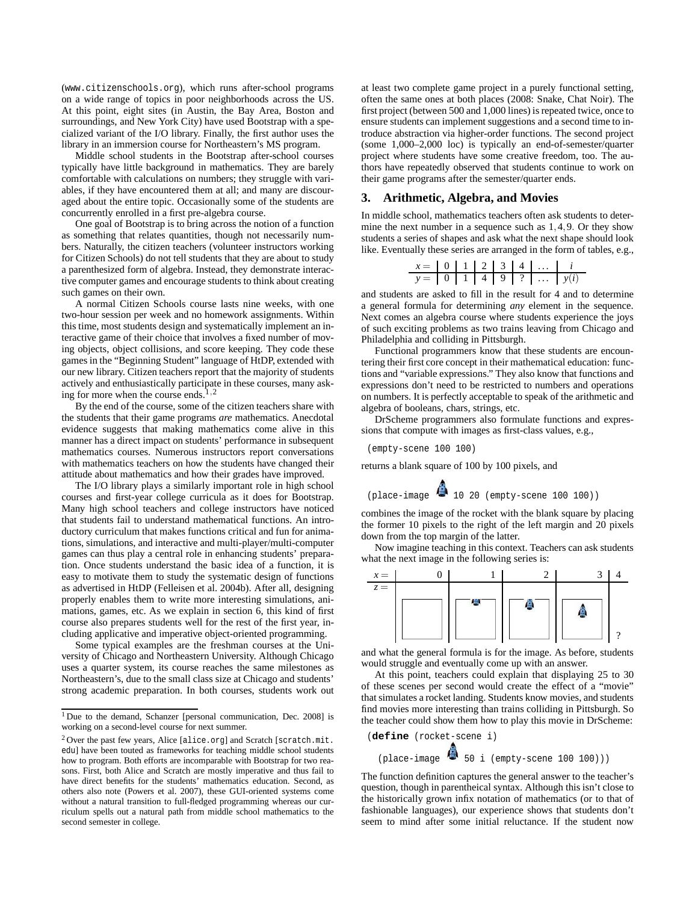(www.citizenschools.org), which runs after-school programs on a wide range of topics in poor neighborhoods across the US. At this point, eight sites (in Austin, the Bay Area, Boston and surroundings, and New York City) have used Bootstrap with a specialized variant of the I/O library. Finally, the first author uses the library in an immersion course for Northeastern's MS program.

Middle school students in the Bootstrap after-school courses typically have little background in mathematics. They are barely comfortable with calculations on numbers; they struggle with variables, if they have encountered them at all; and many are discouraged about the entire topic. Occasionally some of the students are concurrently enrolled in a first pre-algebra course.

One goal of Bootstrap is to bring across the notion of a function as something that relates quantities, though not necessarily numbers. Naturally, the citizen teachers (volunteer instructors working for Citizen Schools) do not tell students that they are about to study a parenthesized form of algebra. Instead, they demonstrate interactive computer games and encourage students to think about creating such games on their own.

A normal Citizen Schools course lasts nine weeks, with one two-hour session per week and no homework assignments. Within this time, most students design and systematically implement an interactive game of their choice that involves a fixed number of moving objects, object collisions, and score keeping. They code these games in the "Beginning Student" language of HtDP, extended with our new library. Citizen teachers report that the majority of students actively and enthusiastically participate in these courses, many asking for more when the course ends.[1,2]

By the end of the course, some of the citizen teachers share with the students that their game programs *are* mathematics. Anecdotal evidence suggests that making mathematics come alive in this manner has a direct impact on students' performance in subsequent mathematics courses. Numerous instructors report conversations with mathematics teachers on how the students have changed their attitude about mathematics and how their grades have improved.

The I/O library plays a similarly important role in high school courses and first-year college curricula as it does for Bootstrap. Many high school teachers and college instructors have noticed that students fail to understand mathematical functions. An introductory curriculum that makes functions critical and fun for animations, simulations, and interactive and multi-player/multi-computer games can thus play a central role in enhancing students' preparation. Once students understand the basic idea of a function, it is easy to motivate them to study the systematic design of functions as advertised in HtDP (Felleisen et al. 2004b). After all, designing properly enables them to write more interesting simulations, animations, games, etc. As we explain in section 6, this kind of first course also prepares students well for the rest of the first year, including applicative and imperative object-oriented programming.

Some typical examples are the freshman courses at the University of Chicago and Northeastern University. Although Chicago uses a quarter system, its course reaches the same milestones as Northeastern's, due to the small class size at Chicago and students' strong academic preparation. In both courses, students work out at least two complete game project in a purely functional setting, often the same ones at both places (2008: Snake, Chat Noir). The first project (between 500 and 1,000 lines) is repeated twice, once to ensure students can implement suggestions and a second time to introduce abstraction via higher-order functions. The second project (some 1,000–2,000 loc) is typically an end-of-semester/quarter project where students have some creative freedom, too. The authors have repeatedly observed that students continue to work on their game programs after the semester/quarter ends.

[1] Due to the demand, Schanzer [personal communication, Dec. 2008] is working on a second-level course for next summer.

[2] Over the past few years, Alice [alice.org] and Scratch [scratch.mit.edu] have been touted as frameworks for teaching middle school students how to program. Both efforts are incomparable with Bootstrap for two reasons. First, both Alice and Scratch are mostly imperative and thus fail to have direct benefits for the students' mathematics education. Second, as others also note (Powers et al. 2007), these GUI-oriented systems come without a natural transition to full-fledged programming whereas our curriculum spells out a natural path from middle school mathematics to the second semester in college.

## 3. Arithmetic, Algebra, and Movies

In middle school, mathematics teachers often ask students to determine the next number in a sequence such as $1, 4, 9$. Or they show students a series of shapes and ask what the next shape should look like. Eventually these series are arranged in the form of tables, e.g.,

| $x =$ | 0 | 1 | 2 | 3 | 4 | ... | $i$ |
|---|---|---|---|---|---|---|---|
| $y =$ | 0 | 1 | 4 | 9 | ? | ... | $y(i)$ |

and students are asked to fill in the result for 4 and to determine a general formula for determining *any* element in the sequence. Next comes an algebra course where students experience the joys of such exciting problems as two trains leaving from Chicago and Philadelphia and colliding in Pittsburgh.

Functional programmers know that these students are encountering their first core concept in their mathematical education: functions and "variable expressions." They also know that functions and expressions don't need to be restricted to numbers and operations on numbers. It is perfectly acceptable to speak of the arithmetic and algebra of booleans, chars, strings, etc.

DrScheme programmers also formulate functions and expressions that compute with images as first-class values, e.g.,

```
(empty-scene 100 100)
```

returns a blank square of 100 by 100 pixels, and

```
(place-image [rocket] 10 20 (empty-scene 100 100))
```

combines the image of the rocket with the blank square by placing the former 10 pixels to the right of the left margin and 20 pixels down from the top margin of the latter.

Now imagine teaching in this context. Teachers can ask students what the next image in the following series is:

| $x =$ | 0 | 1 | 2 | 3 | 4 |
|---|---|---|---|---|---|
| $z =$ | | | | | ? |

and what the general formula is for the image. As before, students would struggle and eventually come up with an answer.

At this point, teachers could explain that displaying 25 to 30 of these scenes per second would create the effect of a "movie" that simulates a rocket landing. Students know movies, and students find movies more interesting than trains colliding in Pittsburgh. So the teacher could show them how to play this movie in DrScheme:

```
(define (rocket-scene i)
  (place-image [rocket] 50 i (empty-scene 100 100)))
```

The function definition captures the general answer to the teacher's question, though in parentheical syntax. Although this isn't close to the historically grown infix notation of mathematics (or to that of fashionable languages), our experience shows that students don't seem to mind after some initial reluctance. If the student now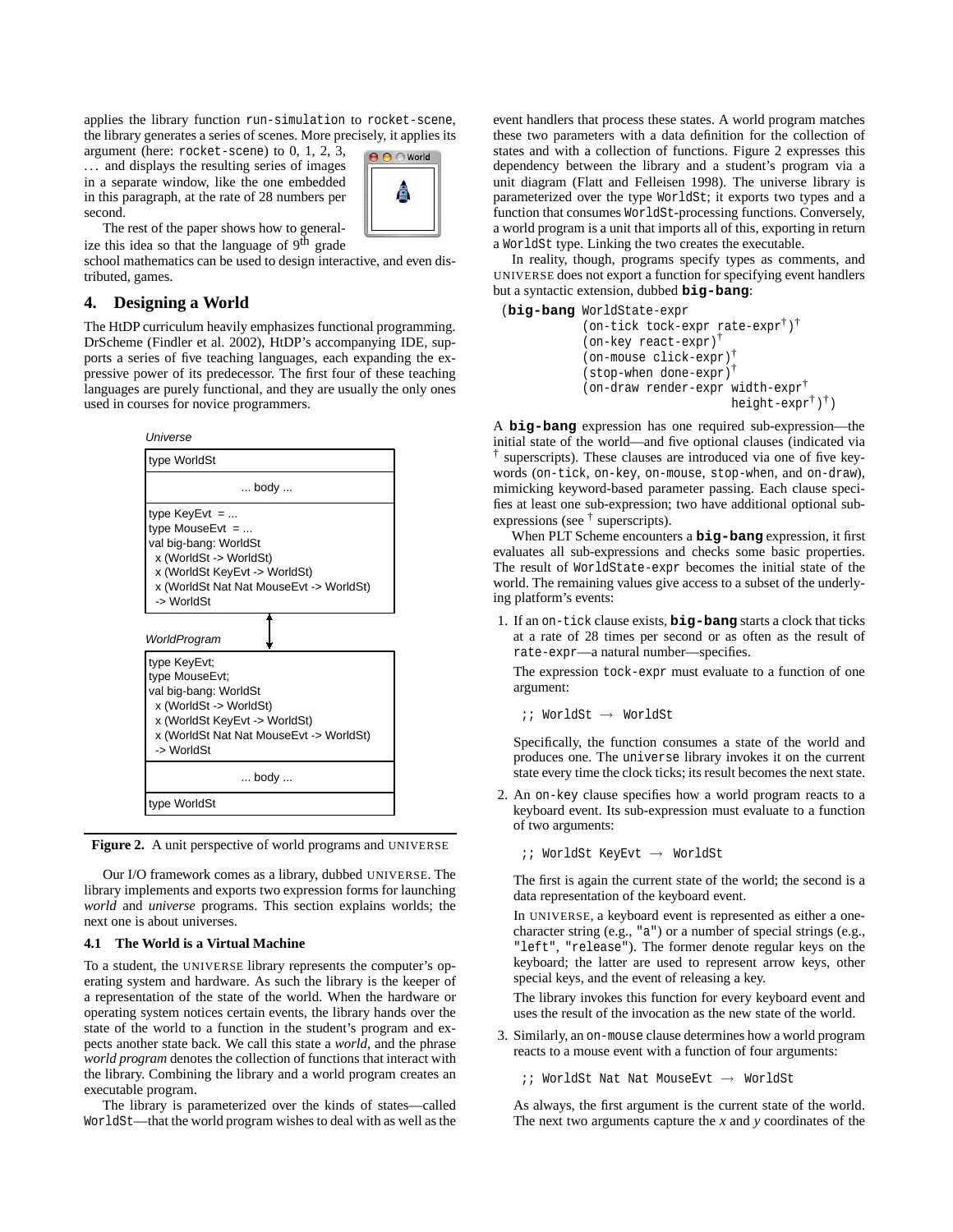applies the library function `run-simulation` to `rocket-scene`, the library generates a series of scenes. More precisely, it applies its argument (here: `rocket-scene`) to 0, 1, 2, 3, ... and displays the resulting series of images in a separate window, like the one embedded in this paragraph, at the rate of 28 numbers per second.

The rest of the paper shows how to generalize this idea so that the language of 9th grade school mathematics can be used to design interactive, and even distributed, games.

## 4. Designing a World

The HtDP curriculum heavily emphasizes functional programming. DrScheme (Findler et al. 2002), HtDP's accompanying IDE, supports a series of five teaching languages, each expanding the expressive power of its predecessor. The first four of these teaching languages are purely functional, and they are usually the only ones used in courses for novice programmers.

```
Universe
type WorldSt
... body ...
type KeyEvt = ...
type MouseEvt = ...
val big-bang: WorldSt
  x (WorldSt -> WorldSt)
  x (WorldSt KeyEvt -> WorldSt)
  x (WorldSt Nat Nat MouseEvt -> WorldSt)
  -> WorldSt

WorldProgram
type KeyEvt;
type MouseEvt;
val big-bang: WorldSt
  x (WorldSt -> WorldSt)
  x (WorldSt KeyEvt -> WorldSt)
  x (WorldSt Nat Nat MouseEvt -> WorldSt)
  -> WorldSt
... body ...
type WorldSt
```

**Figure 2.** A unit perspective of world programs and UNIVERSE

Our I/O framework comes as a library, dubbed UNIVERSE. The library implements and exports two expression forms for launching *world* and *universe* programs. This section explains worlds; the next one is about universes.

### 4.1 The World is a Virtual Machine

To a student, the UNIVERSE library represents the computer's operating system and hardware. As such the library is the keeper of a representation of the state of the world. When the hardware or operating system notices certain events, the library hands over the state of the world to a function in the student's program and expects another state back. We call this state a *world*, and the phrase *world program* denotes the collection of functions that interact with the library. Combining the library and a world program creates an executable program.

The library is parameterized over the kinds of states—called `WorldSt`—that the world program wishes to deal with as well as the event handlers that process these states. A world program matches these two parameters with a data definition for the collection of states and with a collection of functions. Figure 2 expresses this dependency between the library and a student's program via a unit diagram (Flatt and Felleisen 1998). The universe library is parameterized over the type `WorldSt`; it exports two types and a function that consumes `WorldSt`-processing functions. Conversely, a world program is a unit that imports all of this, exporting in return a `WorldSt` type. Linking the two creates the executable.

In reality, though, programs specify types as comments, and UNIVERSE does not export a function for specifying event handlers but a syntactic extension, dubbed **`big-bang`**:

```
(big-bang WorldState-expr
          (on-tick tock-expr rate-expr†)†
          (on-key react-expr)†
          (on-mouse click-expr)†
          (stop-when done-expr)†
          (on-draw render-expr width-expr†
                               height-expr†)†)
```

A **`big-bang`** expression has one required sub-expression—the initial state of the world—and five optional clauses (indicated via † superscripts). These clauses are introduced via one of five keywords (`on-tick`, `on-key`, `on-mouse`, `stop-when`, and `on-draw`), mimicking keyword-based parameter passing. Each clause specifies at least one sub-expression; two have additional optional sub-expressions (see † superscripts).

When PLT Scheme encounters a **`big-bang`** expression, it first evaluates all sub-expressions and checks some basic properties. The result of `WorldState-expr` becomes the initial state of the world. The remaining values give access to a subset of the underlying platform's events:

1. If an `on-tick` clause exists, **`big-bang`** starts a clock that ticks at a rate of 28 times per second or as often as the result of `rate-expr`—a natural number—specifies.

   The expression `tock-expr` must evaluate to a function of one argument:

   ```
   ;; WorldSt → WorldSt
   ```

   Specifically, the function consumes a state of the world and produces one. The `universe` library invokes it on the current state every time the clock ticks; its result becomes the next state.

2. An `on-key` clause specifies how a world program reacts to a keyboard event. Its sub-expression must evaluate to a function of two arguments:

   ```
   ;; WorldSt KeyEvt → WorldSt
   ```

   The first is again the current state of the world; the second is a data representation of the keyboard event.

   In UNIVERSE, a keyboard event is represented as either a one-character string (e.g., `"a"`) or a number of special strings (e.g., `"left"`, `"release"`). The former denote regular keys on the keyboard; the latter are used to represent arrow keys, other special keys, and the event of releasing a key.

   The library invokes this function for every keyboard event and uses the result of the invocation as the new state of the world.

3. Similarly, an `on-mouse` clause determines how a world program reacts to a mouse event with a function of four arguments:

   ```
   ;; WorldSt Nat Nat MouseEvt → WorldSt
   ```

   As always, the first argument is the current state of the world. The next two arguments capture the *x* and *y* coordinates of the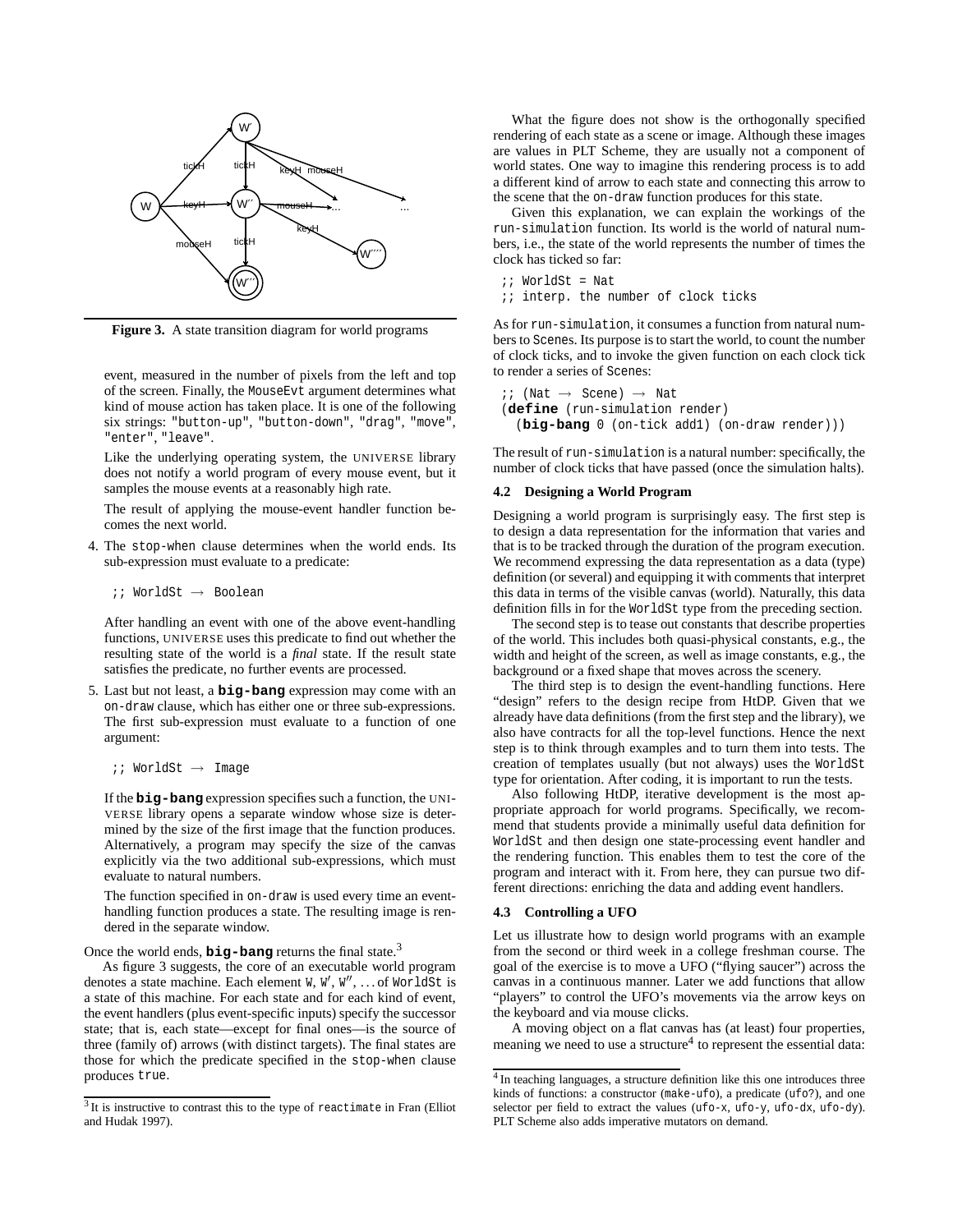Figure 3. A state transition diagram for world programs

event, measured in the number of pixels from the left and top of the screen. Finally, the `MouseEvt` argument determines what kind of mouse action has taken place. It is one of the following six strings: `"button-up"`, `"button-down"`, `"drag"`, `"move"`, `"enter"`, `"leave"`.

Like the underlying operating system, the UNIVERSE library does not notify a world program of every mouse event, but it samples the mouse events at a reasonably high rate.

The result of applying the mouse-event handler function becomes the next world.

4. The `stop-when` clause determines when the world ends. Its sub-expression must evaluate to a predicate:

   ```
   ;; WorldSt → Boolean
   ```

   After handling an event with one of the above event-handling functions, UNIVERSE uses this predicate to find out whether the resulting state of the world is a *final* state. If the result state satisfies the predicate, no further events are processed.

5. Last but not least, a **big-bang** expression may come with an `on-draw` clause, which has either one or three sub-expressions. The first sub-expression must evaluate to a function of one argument:

   ```
   ;; WorldSt → Image
   ```

   If the **big-bang** expression specifies such a function, the UNIVERSE library opens a separate window whose size is determined by the size of the first image that the function produces. Alternatively, a program may specify the size of the canvas explicitly via the two additional sub-expressions, which must evaluate to natural numbers.

   The function specified in `on-draw` is used every time an event-handling function produces a state. The resulting image is rendered in the separate window.

Once the world ends, **big-bang** returns the final state.[3]

As figure 3 suggests, the core of an executable world program denotes a state machine. Each element `W`, `W′`, `W″`, ... of `WorldSt` is a state of this machine. For each state and for each kind of event, the event handlers (plus event-specific inputs) specify the successor state; that is, each state—except for final ones—is the source of three (family of) arrows (with distinct targets). The final states are those for which the predicate specified in the `stop-when` clause produces `true`.

What the figure does not show is the orthogonally specified rendering of each state as a scene or image. Although these images are values in PLT Scheme, they are usually not a component of world states. One way to imagine this rendering process is to add a different kind of arrow to each state and connecting this arrow to the scene that the `on-draw` function produces for this state.

Given this explanation, we can explain the workings of the `run-simulation` function. Its world is the world of natural numbers, i.e., the state of the world represents the number of times the clock has ticked so far:

```
;; WorldSt = Nat
;; interp. the number of clock ticks
```

As for `run-simulation`, it consumes a function from natural numbers to `Scenes`. Its purpose is to start the world, to count the number of clock ticks, and to invoke the given function on each clock tick to render a series of `Scenes`:

```
;; (Nat → Scene) → Nat
(define (run-simulation render)
  (big-bang 0 (on-tick add1) (on-draw render)))
```

The result of `run-simulation` is a natural number: specifically, the number of clock ticks that have passed (once the simulation halts).

### 4.2 Designing a World Program

Designing a world program is surprisingly easy. The first step is to design a data representation for the information that varies and that is to be tracked through the duration of the program execution. We recommend expressing the data representation as a data (type) definition (or several) and equipping it with comments that interpret this data in terms of the visible canvas (world). Naturally, this data definition fills in for the `WorldSt` type from the preceding section.

The second step is to tease out constants that describe properties of the world. This includes both quasi-physical constants, e.g., the width and height of the screen, as well as image constants, e.g., the background or a fixed shape that moves across the scenery.

The third step is to design the event-handling functions. Here "design" refers to the design recipe from HtDP. Given that we already have data definitions (from the first step and the library), we also have contracts for all the top-level functions. Hence the next step is to think through examples and to turn them into tests. The creation of templates usually (but not always) uses the `WorldSt` type for orientation. After coding, it is important to run the tests.

Also following HtDP, iterative development is the most appropriate approach for world programs. Specifically, we recommend that students provide a minimally useful data definition for `WorldSt` and then design one state-processing event handler and the rendering function. This enables them to test the core of the program and interact with it. From here, they can pursue two different directions: enriching the data and adding event handlers.

### 4.3 Controlling a UFO

Let us illustrate how to design world programs with an example from the second or third week in a college freshman course. The goal of the exercise is to move a UFO ("flying saucer") across the canvas in a continuous manner. Later we add functions that allow "players" to control the UFO's movements via the arrow keys on the keyboard and via mouse clicks.

A moving object on a flat canvas has (at least) four properties, meaning we need to use a structure[4] to represent the essential data:

---

[3] It is instructive to contrast this to the type of `reactimate` in Fran (Elliot and Hudak 1997).

[4] In teaching languages, a structure definition like this one introduces three kinds of functions: a constructor (`make-ufo`), a predicate (`ufo?`), and one selector per field to extract the values (`ufo-x`, `ufo-y`, `ufo-dx`, `ufo-dy`). PLT Scheme also adds imperative mutators on demand.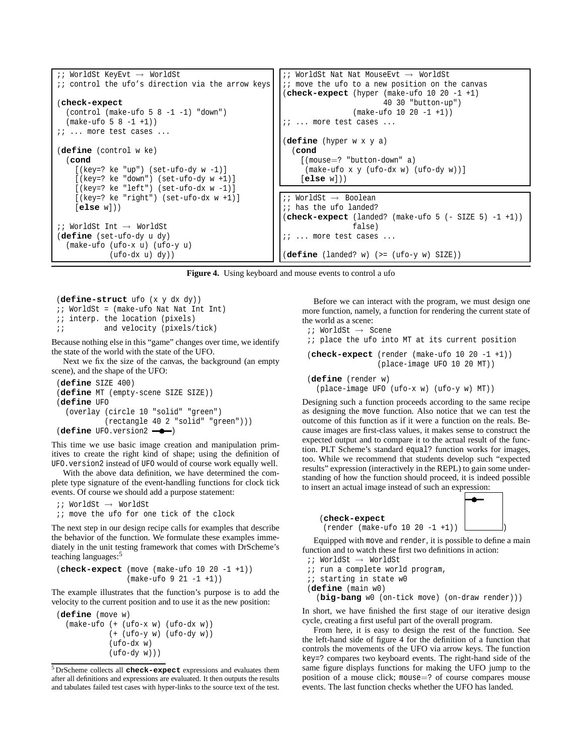```
;; WorldSt KeyEvt → WorldSt
;; control the ufo's direction via the arrow keys

(check-expect
  (control (make-ufo 5 8 -1 -1) "down")
  (make-ufo 5 8 -1 +1))
;; ... more test cases ...

(define (control w ke)
  (cond
    [(key=? ke "up") (set-ufo-dy w -1)]
    [(key=? ke "down") (set-ufo-dy w +1)]
    [(key=? ke "left") (set-ufo-dx w -1)]
    [(key=? ke "right") (set-ufo-dx w +1)]
    [else w]))

;; WorldSt Int → WorldSt
(define (set-ufo-dy u dy)
  (make-ufo (ufo-x u) (ufo-y u)
            (ufo-dx u) dy))
```

```
;; WorldSt Nat Nat MouseEvt → WorldSt
;; move the ufo to a new position on the canvas
(check-expect (hyper (make-ufo 10 20 -1 +1)
                     40 30 "button-up")
              (make-ufo 10 20 -1 +1))
;; ... more test cases ...

(define (hyper w x y a)
  (cond
    [(mouse=? "button-down" a)
     (make-ufo x y (ufo-dx w) (ufo-dy w))]
    [else w]))
```

```
;; WorldSt → Boolean
;; has the ufo landed?
(check-expect (landed? (make-ufo 5 (- SIZE 5) -1 +1))
              false)
;; ... more test cases ...

(define (landed? w) (>= (ufo-y w) SIZE))
```

**Figure 4.** Using keyboard and mouse events to control a ufo

```
(define-struct ufo (x y dx dy))
;; WorldSt = (make-ufo Nat Nat Int Int)
;; interp. the location (pixels)
;;         and velocity (pixels/tick)
```

Because nothing else in this "game" changes over time, we identify the state of the world with the state of the UFO.

Next we fix the size of the canvas, the background (an empty scene), and the shape of the UFO:

```
(define SIZE 400)
(define MT (empty-scene SIZE SIZE))
(define UFO
  (overlay (circle 10 "solid" "green")
           (rectangle 40 2 "solid" "green")))
(define UFO.version2 —●—)
```

This time we use basic image creation and manipulation primitives to create the right kind of shape; using the definition of UFO.version2 instead of UFO would of course work equally well.

With the above data definition, we have determined the complete type signature of the event-handling functions for clock tick events. Of course we should add a purpose statement:

```
;; WorldSt → WorldSt
;; move the ufo for one tick of the clock
```

The next step in our design recipe calls for examples that describe the behavior of the function. We formulate these examples immediately in the unit testing framework that comes with DrScheme's teaching languages:[5]

```
(check-expect (move (make-ufo 10 20 -1 +1))
              (make-ufo 9 21 -1 +1))
```

The example illustrates that the function's purpose is to add the velocity to the current position and to use it as the new position:

```
(define (move w)
  (make-ufo (+ (ufo-x w) (ufo-dx w))
            (+ (ufo-y w) (ufo-dy w))
            (ufo-dx w)
            (ufo-dy w)))
```

[5] DrScheme collects all **check-expect** expressions and evaluates them after all definitions and expressions are evaluated. It then outputs the results and tabulates failed test cases with hyper-links to the source text of the test.

Before we can interact with the program, we must design one more function, namely, a function for rendering the current state of the world as a scene:

```
;; WorldSt → Scene
;; place the ufo into MT at its current position

(check-expect (render (make-ufo 10 20 -1 +1))
              (place-image UFO 10 20 MT))

(define (render w)
  (place-image UFO (ufo-x w) (ufo-y w) MT))
```

Designing such a function proceeds according to the same recipe as designing the move function. Also notice that we can test the outcome of this function as if it were a function on the reals. Because images are first-class values, it makes sense to construct the expected output and to compare it to the actual result of the function. PLT Scheme's standard equal? function works for images, too. While we recommend that students develop such "expected results" expression (interactively in the REPL) to gain some understanding of how the function should proceed, it is indeed possible to insert an actual image instead of such an expression:

```
(check-expect
  (render (make-ufo 10 20 -1 +1)) [image])
```

Equipped with move and render, it is possible to define a main function and to watch these first two definitions in action:

```
;; WorldSt → WorldSt
;; run a complete world program,
;; starting in state w0
(define (main w0)
  (big-bang w0 (on-tick move) (on-draw render)))
```

In short, we have finished the first stage of our iterative design cycle, creating a first useful part of the overall program.

From here, it is easy to design the rest of the function. See the left-hand side of figure 4 for the definition of a function that controls the movements of the UFO via arrow keys. The function key=? compares two keyboard events. The right-hand side of the same figure displays functions for making the UFO jump to the position of a mouse click; mouse=? of course compares mouse events. The last function checks whether the UFO has landed.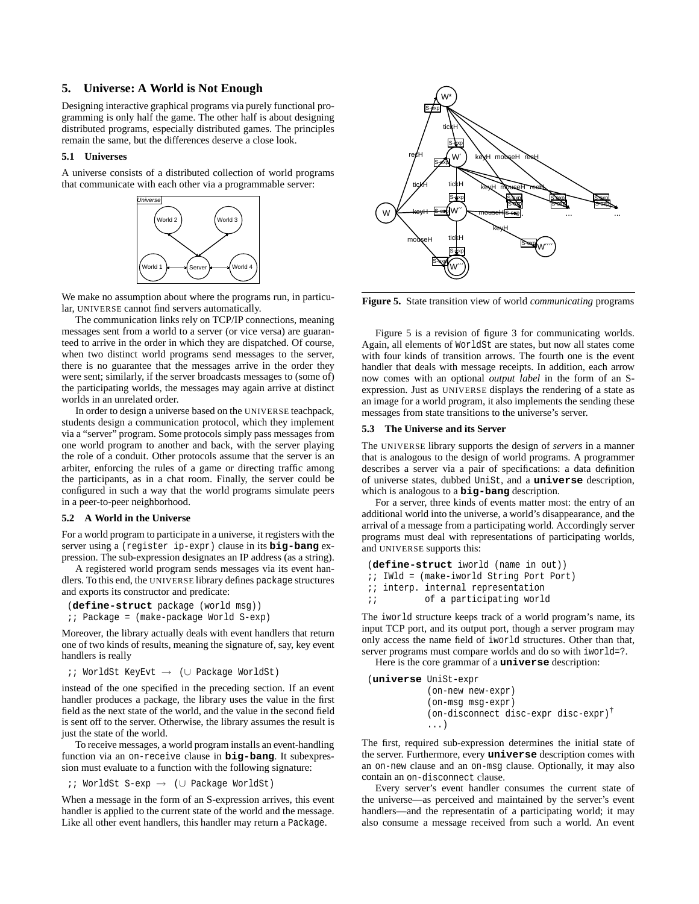## 5. Universe: A World is Not Enough

Designing interactive graphical programs via purely functional programming is only half the game. The other half is about designing distributed programs, especially distributed games. The principles remain the same, but the differences deserve a close look.

### 5.1 Universes

A universe consists of a distributed collection of world programs that communicate with each other via a programmable server:

Universe
World 2
World 3
World 1
Server
World 4

We make no assumption about where the programs run, in particular, UNIVERSE cannot find servers automatically.

The communication links rely on TCP/IP connections, meaning messages sent from a world to a server (or vice versa) are guaranteed to arrive in the order in which they are dispatched. Of course, when two distinct world programs send messages to the server, there is no guarantee that the messages arrive in the order they were sent; similarly, if the server broadcasts messages to (some of) the participating worlds, the messages may again arrive at distinct worlds in an unrelated order.

In order to design a universe based on the UNIVERSE teachpack, students design a communication protocol, which they implement via a "server" program. Some protocols simply pass messages from one world program to another and back, with the server playing the role of a conduit. Other protocols assume that the server is an arbiter, enforcing the rules of a game or directing traffic among the participants, as in a chat room. Finally, the server could be configured in such a way that the world programs simulate peers in a peer-to-peer neighborhood.

### 5.2 A World in the Universe

For a world program to participate in a universe, it registers with the server using a `(register ip-expr)` clause in its **big-bang** expression. The sub-expression designates an IP address (as a string).

A registered world program sends messages via its event handlers. To this end, the UNIVERSE library defines `package` structures and exports its constructor and predicate:

```
(define-struct package (world msg))
;; Package = (make-package World S-exp)
```

Moreover, the library actually deals with event handlers that return one of two kinds of results, meaning the signature of, say, key event handlers is really

```
;; WorldSt KeyEvt → (∪ Package WorldSt)
```

instead of the one specified in the preceding section. If an event handler produces a package, the library uses the value in the first field as the next state of the world, and the value in the second field is sent off to the server. Otherwise, the library assumes the result is just the state of the world.

To receive messages, a world program installs an event-handling function via an `on-receive` clause in **big-bang**. It subexpression must evaluate to a function with the following signature:

```
;; WorldSt S-exp → (∪ Package WorldSt)
```

When a message in the form of an S-expression arrives, this event handler is applied to the current state of the world and the message. Like all other event handlers, this handler may return a `Package`.

W*
S-exp
tickH
S-exp
recH
W′
keyH mouseH recH
S-exp
tickH
tickH
keyH mouseH recH
W
keyH
W′′
mouseH
S-exp
...
...
keyH
mouseH
tickH
W′′′′
W′′′

**Figure 5.** State transition view of world *communicating* programs

Figure 5 is a revision of figure 3 for communicating worlds. Again, all elements of `WorldSt` are states, but now all states come with four kinds of transition arrows. The fourth one is the event handler that deals with message receipts. In addition, each arrow now comes with an optional *output label* in the form of an S-expression. Just as UNIVERSE displays the rendering of a state as an image for a world program, it also implements the sending these messages from state transitions to the universe's server.

### 5.3 The Universe and its Server

The UNIVERSE library supports the design of *servers* in a manner that is analogous to the design of world programs. A programmer describes a server via a pair of specifications: a data definition of universe states, dubbed `UniSt`, and a **universe** description, which is analogous to a **big-bang** description.

For a server, three kinds of events matter most: the entry of an additional world into the universe, a world's disappearance, and the arrival of a message from a participating world. Accordingly server programs must deal with representations of participating worlds, and UNIVERSE supports this:

```
(define-struct iworld (name in out))
;; IWld = (make-iworld String Port Port)
;; interp. internal representation
;;         of a participating world
```

The `iworld` structure keeps track of a world program's name, its input TCP port, and its output port, though a server program may only access the name field of `iworld` structures. Other than that, server programs must compare worlds and do so with `iworld=?`.

Here is the core grammar of a **universe** description:

```
(universe UniSt-expr
          (on-new new-expr)
          (on-msg msg-expr)
          (on-disconnect disc-expr disc-expr)†
          ...)
```

The first, required sub-expression determines the initial state of the server. Furthermore, every **universe** description comes with an `on-new` clause and an `on-msg` clause. Optionally, it may also contain an `on-disconnect` clause.

Every server's event handler consumes the current state of the universe—as perceived and maintained by the server's event handlers—and the representatin of a participating world; it may also consume a message received from such a world. An event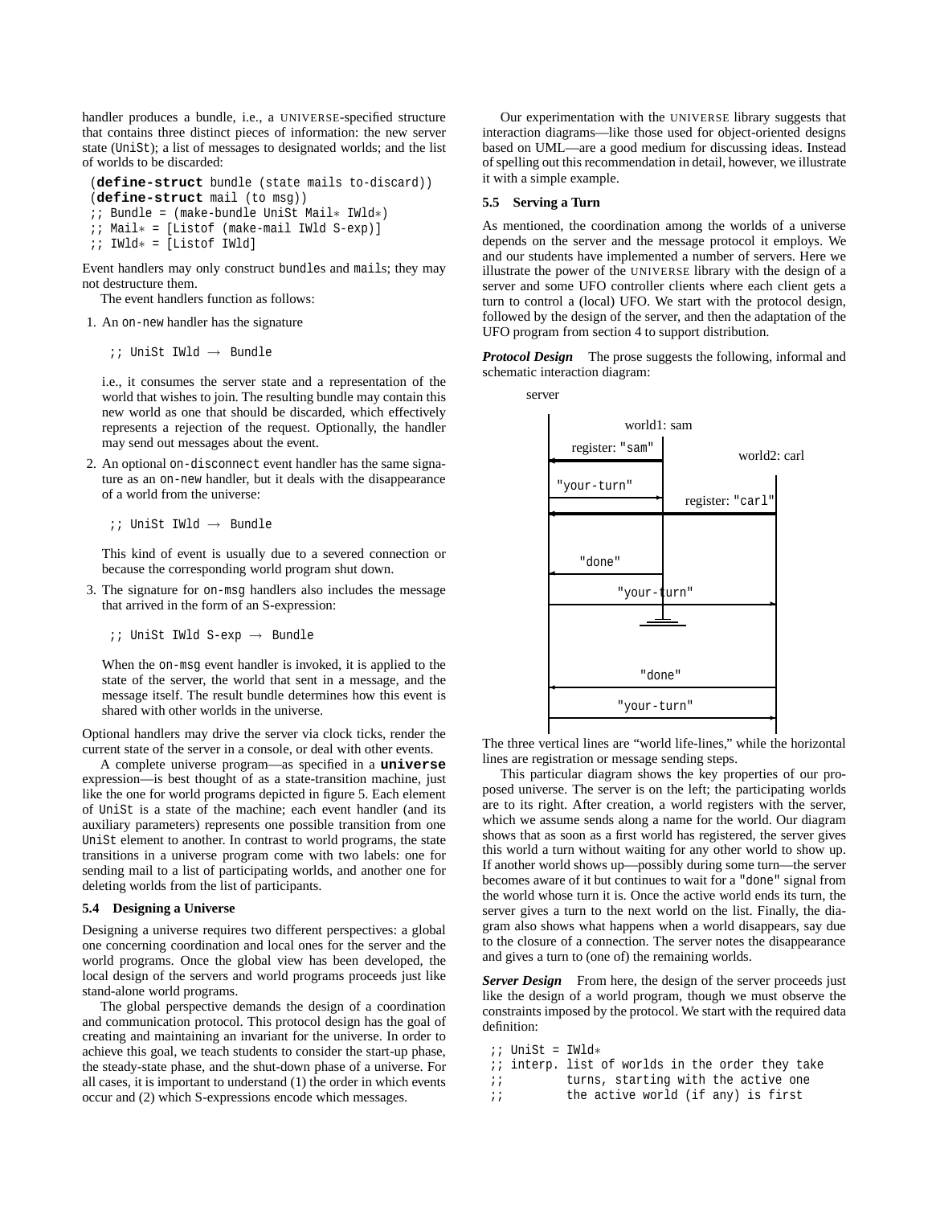handler produces a bundle, i.e., a UNIVERSE-specified structure that contains three distinct pieces of information: the new server state (UniSt); a list of messages to designated worlds; and the list of worlds to be discarded:

```
(define-struct bundle (state mails to-discard))
(define-struct mail (to msg))
;; Bundle = (make-bundle UniSt Mail* IWld*)
;; Mail* = [Listof (make-mail IWld S-exp)]
;; IWld* = [Listof IWld]
```

Event handlers may only construct bundles and mails; they may not destructure them.

The event handlers function as follows:

1. An on-new handler has the signature

   ```
   ;; UniSt IWld → Bundle
   ```

   i.e., it consumes the server state and a representation of the world that wishes to join. The resulting bundle may contain this new world as one that should be discarded, which effectively represents a rejection of the request. Optionally, the handler may send out messages about the event.

2. An optional on-disconnect event handler has the same signature as an on-new handler, but it deals with the disappearance of a world from the universe:

   ```
   ;; UniSt IWld → Bundle
   ```

   This kind of event is usually due to a severed connection or because the corresponding world program shut down.

3. The signature for on-msg handlers also includes the message that arrived in the form of an S-expression:

   ```
   ;; UniSt IWld S-exp → Bundle
   ```

   When the on-msg event handler is invoked, it is applied to the state of the server, the world that sent in a message, and the message itself. The result bundle determines how this event is shared with other worlds in the universe.

Optional handlers may drive the server via clock ticks, render the current state of the server in a console, or deal with other events.

A complete universe program—as specified in a **universe** expression—is best thought of as a state-transition machine, just like the one for world programs depicted in figure 5. Each element of UniSt is a state of the machine; each event handler (and its auxiliary parameters) represents one possible transition from one UniSt element to another. In contrast to world programs, the state transitions in a universe program come with two labels: one for sending mail to a list of participating worlds, and another one for deleting worlds from the list of participants.

### 5.4 Designing a Universe

Designing a universe requires two different perspectives: a global one concerning coordination and local ones for the server and the world programs. Once the global view has been developed, the local design of the servers and world programs proceeds just like stand-alone world programs.

The global perspective demands the design of a coordination and communication protocol. This protocol design has the goal of creating and maintaining an invariant for the universe. In order to achieve this goal, we teach students to consider the start-up phase, the steady-state phase, and the shut-down phase of a universe. For all cases, it is important to understand (1) the order in which events occur and (2) which S-expressions encode which messages.

Our experimentation with the UNIVERSE library suggests that interaction diagrams—like those used for object-oriented designs based on UML—are a good medium for discussing ideas. Instead of spelling out this recommendation in detail, however, we illustrate it with a simple example.

### 5.5 Serving a Turn

As mentioned, the coordination among the worlds of a universe depends on the server and the message protocol it employs. We and our students have implemented a number of servers. Here we illustrate the power of the UNIVERSE library with the design of a server and some UFO controller clients where each client gets a turn to control a (local) UFO. We start with the protocol design, followed by the design of the server, and then the adaptation of the UFO program from section 4 to support distribution.

***Protocol Design*** The prose suggests the following, informal and schematic interaction diagram:

server
world1: sam
world2: carl
register: "sam"
"your-turn"
register: "carl"
"done"
"your-turn"
"done"
"your-turn"

The three vertical lines are "world life-lines," while the horizontal lines are registration or message sending steps.

This particular diagram shows the key properties of our proposed universe. The server is on the left; the participating worlds are to its right. After creation, a world registers with the server, which we assume sends along a name for the world. Our diagram shows that as soon as a first world has registered, the server gives this world a turn without waiting for any other world to show up. If another world shows up—possibly during some turn—the server becomes aware of it but continues to wait for a "done" signal from the world whose turn it is. Once the active world ends its turn, the server gives a turn to the next world on the list. Finally, the diagram also shows what happens when a world disappears, say due to the closure of a connection. The server notes the disappearance and gives a turn to (one of) the remaining worlds.

***Server Design*** From here, the design of the server proceeds just like the design of a world program, though we must observe the constraints imposed by the protocol. We start with the required data definition:

```
;; UniSt = IWld*
;; interp. list of worlds in the order they take
;;         turns, starting with the active one
;;         the active world (if any) is first
```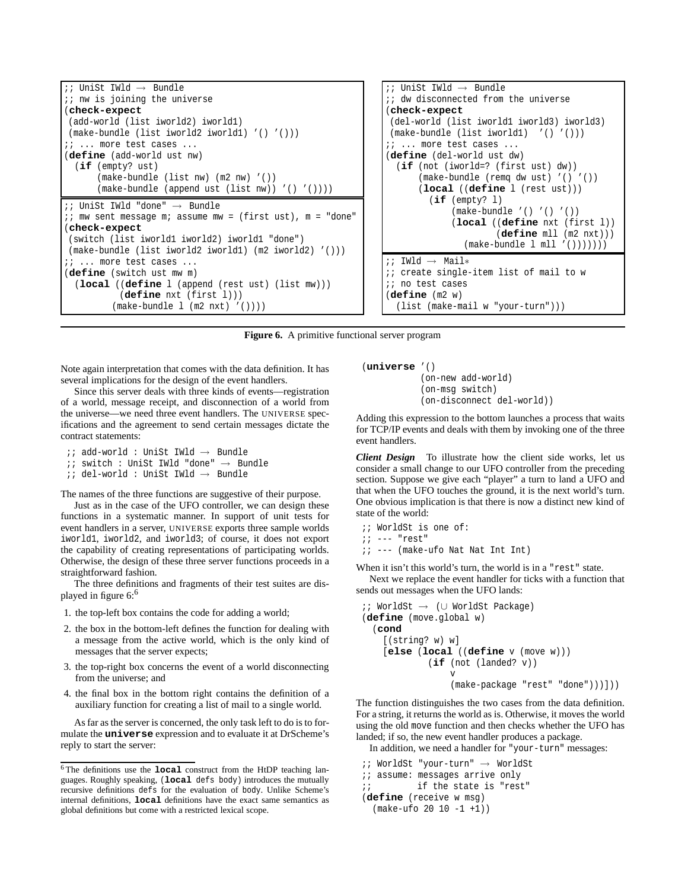```
;; UniSt IWld → Bundle
;; nw is joining the universe
(check-expect
 (add-world (list iworld2) iworld1)
 (make-bundle (list iworld2 iworld1) '() '()))
;; ... more test cases ...
(define (add-world ust nw)
  (if (empty? ust)
      (make-bundle (list nw) (m2 nw) '())
      (make-bundle (append ust (list nw)) '() '())))
```

```
;; UniSt IWld "done" → Bundle
;; mw sent message m; assume mw = (first ust), m = "done"
(check-expect
 (switch (list iworld1 iworld2) iworld1 "done")
 (make-bundle (list iworld2 iworld1) (m2 iworld2) '()))
;; ... more test cases ...
(define (switch ust mw m)
  (local ((define l (append (rest ust) (list mw)))
          (define nxt (first l)))
         (make-bundle l (m2 nxt) '())))
```

```
;; UniSt IWld → Bundle
;; dw disconnected from the universe
(check-expect
 (del-world (list iworld1 iworld3) iworld3)
 (make-bundle (list iworld1)  '() '()))
;; ... more test cases ...
(define (del-world ust dw)
  (if (not (iworld=? (first ust) dw))
      (make-bundle (remq dw ust) '() '())
      (local ((define l (rest ust)))
        (if (empty? l)
            (make-bundle '() '() '())
            (local ((define nxt (first l))
                    (define mll (m2 nxt)))
              (make-bundle l mll '()))))))
```

```
;; IWld → Mail*
;; create single-item list of mail to w
;; no test cases
(define (m2 w)
  (list (make-mail w "your-turn")))
```

**Figure 6.** A primitive functional server program

Note again interpretation that comes with the data definition. It has several implications for the design of the event handlers.

Since this server deals with three kinds of events—registration of a world, message receipt, and disconnection of a world from the universe—we need three event handlers. The UNIVERSE specifications and the agreement to send certain messages dictate the contract statements:

```
;; add-world : UniSt IWld → Bundle
;; switch : UniSt IWld "done" → Bundle
;; del-world : UniSt IWld → Bundle
```

The names of the three functions are suggestive of their purpose.

Just as in the case of the UFO controller, we can design these functions in a systematic manner. In support of unit tests for event handlers in a server, UNIVERSE exports three sample worlds `iworld1`, `iworld2`, and `iworld3`; of course, it does not export the capability of creating representations of participating worlds. Otherwise, the design of these three server functions proceeds in a straightforward fashion.

The three definitions and fragments of their test suites are displayed in figure 6:[6]

1. the top-left box contains the code for adding a world;
2. the box in the bottom-left defines the function for dealing with a message from the active world, which is the only kind of messages that the server expects;
3. the top-right box concerns the event of a world disconnecting from the universe; and
4. the final box in the bottom right contains the definition of a auxiliary function for creating a list of mail to a single world.

As far as the server is concerned, the only task left to do is to formulate the **universe** expression and to evaluate it at DrScheme's reply to start the server:

```
(universe '()
          (on-new add-world)
          (on-msg switch)
          (on-disconnect del-world))
```

Adding this expression to the bottom launches a process that waits for TCP/IP events and deals with them by invoking one of the three event handlers.

***Client Design*** To illustrate how the client side works, let us consider a small change to our UFO controller from the preceding section. Suppose we give each "player" a turn to land a UFO and that when the UFO touches the ground, it is the next world's turn. One obvious implication is that there is now a distinct new kind of state of the world:

```
;; WorldSt is one of:
;; --- "rest"
;; --- (make-ufo Nat Nat Int Int)
```

When it isn't this world's turn, the world is in a `"rest"` state.

Next we replace the event handler for ticks with a function that sends out messages when the UFO lands:

```
;; WorldSt → (∪ WorldSt Package)
(define (move.global w)
  (cond
    [(string? w) w]
    [else (local ((define v (move w)))
            (if (not (landed? v))
                v
                (make-package "rest" "done")))]))
```

The function distinguishes the two cases from the data definition. For a string, it returns the world as is. Otherwise, it moves the world using the old `move` function and then checks whether the UFO has landed; if so, the new event handler produces a package.

In addition, we need a handler for `"your-turn"` messages:

```
;; WorldSt "your-turn" → WorldSt
;; assume: messages arrive only
;;         if the state is "rest"
(define (receive w msg)
  (make-ufo 20 10 -1 +1))
```

[6] The definitions use the **local** construct from the HtDP teaching languages. Roughly speaking, (**local** defs body) introduces the mutually recursive definitions defs for the evaluation of body. Unlike Scheme's internal definitions, **local** definitions have the exact same semantics as global definitions but come with a restricted lexical scope.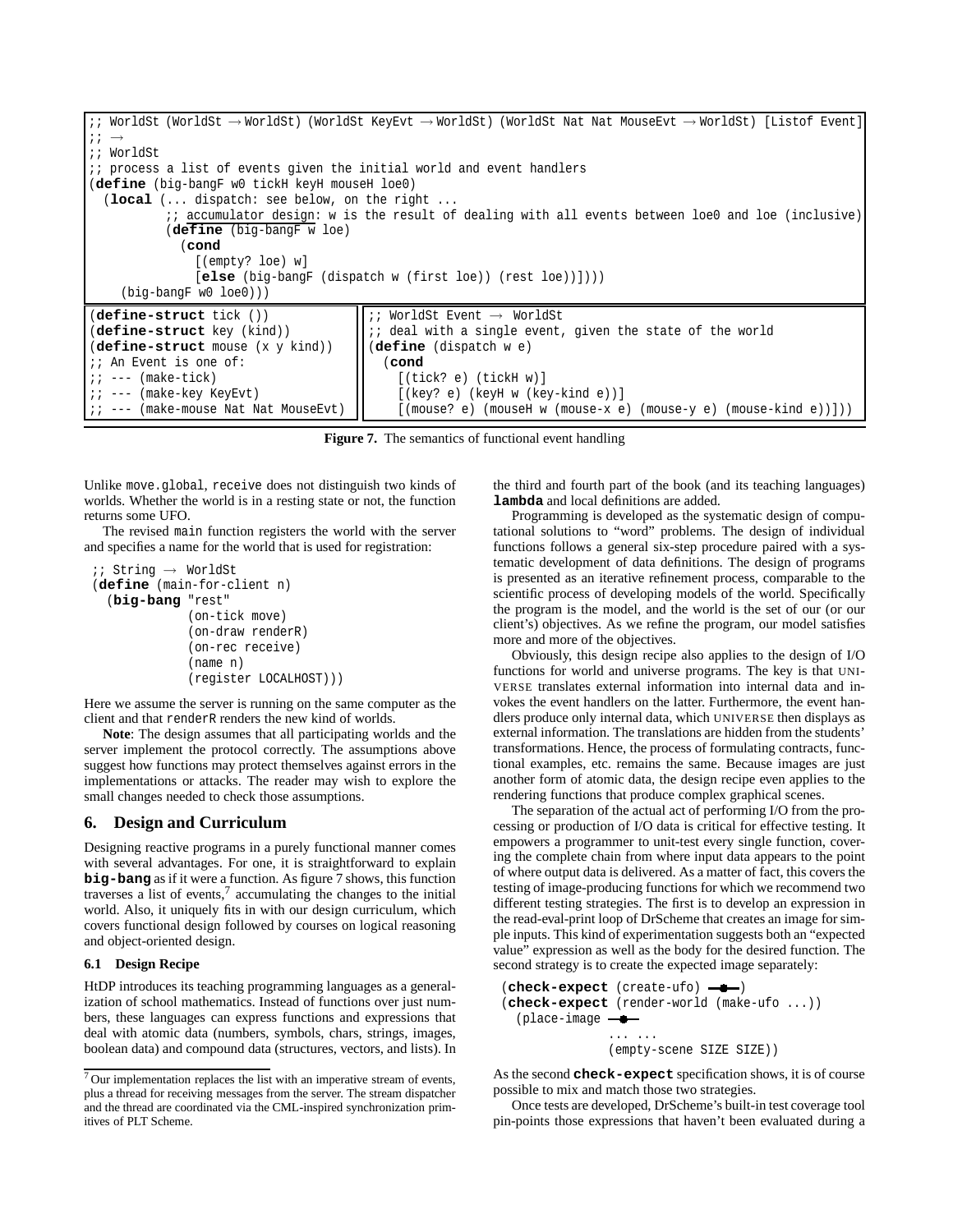```
;; WorldSt (WorldSt → WorldSt) (WorldSt KeyEvt → WorldSt) (WorldSt Nat Nat MouseEvt → WorldSt) [Listof Event]
;; →
;; WorldSt
;; process a list of events given the initial world and event handlers
(define (big-bangF w0 tickH keyH mouseH loe0)
  (local (... dispatch: see below, on the right ...
          ;; accumulator design: w is the result of dealing with all events between loe0 and loe (inclusive)
          (define (big-bangF w loe)
            (cond
              [(empty? loe) w]
              [else (big-bangF (dispatch w (first loe)) (rest loe))])))
    (big-bangF w0 loe0)))
```

```
(define-struct tick ())
(define-struct key (kind))
(define-struct mouse (x y kind))
;; An Event is one of:
;; --- (make-tick)
;; --- (make-key KeyEvt)
;; --- (make-mouse Nat Nat MouseEvt)
```

```
;; WorldSt Event → WorldSt
;; deal with a single event, given the state of the world
(define (dispatch w e)
  (cond
    [(tick? e) (tickH w)]
    [(key? e) (keyH w (key-kind e))]
    [(mouse? e) (mouseH w (mouse-x e) (mouse-y e) (mouse-kind e))]))
```

**Figure 7.** The semantics of functional event handling

Unlike `move.global`, `receive` does not distinguish two kinds of worlds. Whether the world is in a resting state or not, the function returns some UFO.

The revised `main` function registers the world with the server and specifies a name for the world that is used for registration:

```
;; String → WorldSt
(define (main-for-client n)
  (big-bang "rest"
            (on-tick move)
            (on-draw renderR)
            (on-rec receive)
            (name n)
            (register LOCALHOST)))
```

Here we assume the server is running on the same computer as the client and that `renderR` renders the new kind of worlds.

**Note**: The design assumes that all participating worlds and the server implement the protocol correctly. The assumptions above suggest how functions may protect themselves against errors in the implementations or attacks. The reader may wish to explore the small changes needed to check those assumptions.

## 6. Design and Curriculum

Designing reactive programs in a purely functional manner comes with several advantages. For one, it is straightforward to explain **big-bang** as if it were a function. As figure 7 shows, this function traverses a list of events,[7] accumulating the changes to the initial world. Also, it uniquely fits in with our design curriculum, which covers functional design followed by courses on logical reasoning and object-oriented design.

### 6.1 Design Recipe

HtDP introduces its teaching programming languages as a generalization of school mathematics. Instead of functions over just numbers, these languages can express functions and expressions that deal with atomic data (numbers, symbols, chars, strings, images, boolean data) and compound data (structures, vectors, and lists). In the third and fourth part of the book (and its teaching languages) **lambda** and local definitions are added.

Programming is developed as the systematic design of computational solutions to "word" problems. The design of individual functions follows a general six-step procedure paired with a systematic development of data definitions. The design of programs is presented as an iterative refinement process, comparable to the scientific process of developing models of the world. Specifically the program is the model, and the world is the set of our (or our client's) objectives. As we refine the program, our model satisfies more and more of the objectives.

Obviously, this design recipe also applies to the design of I/O functions for world and universe programs. The key is that UNIVERSE translates external information into internal data and invokes the event handlers on the latter. Furthermore, the event handlers produce only internal data, which UNIVERSE then displays as external information. The translations are hidden from the students' transformations. Hence, the process of formulating contracts, functional examples, etc. remains the same. Because images are just another form of atomic data, the design recipe even applies to the rendering functions that produce complex graphical scenes.

The separation of the actual act of performing I/O from the processing or production of I/O data is critical for effective testing. It empowers a programmer to unit-test every single function, covering the complete chain from where input data appears to the point of where output data is delivered. As a matter of fact, this covers the testing of image-producing functions for which we recommend two different testing strategies. The first is to develop an expression in the read-eval-print loop of DrScheme that creates an image for simple inputs. This kind of experimentation suggests both an "expected value" expression as well as the body for the desired function. The second strategy is to create the expected image separately:

```
(check-expect (create-ufo) ▬●▬)
(check-expect (render-world (make-ufo ...))
  (place-image ▬●▬
               ... ...
               (empty-scene SIZE SIZE))
```

As the second **check-expect** specification shows, it is of course possible to mix and match those two strategies.

Once tests are developed, DrScheme's built-in test coverage tool pin-points those expressions that haven't been evaluated during a

[7] Our implementation replaces the list with an imperative stream of events, plus a thread for receiving messages from the server. The stream dispatcher and the thread are coordinated via the CML-inspired synchronization primitives of PLT Scheme.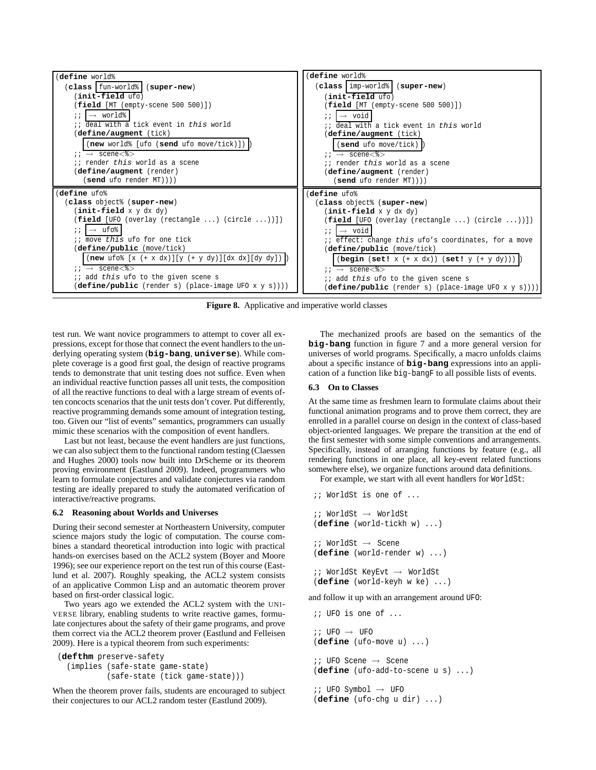```
(define world%
  (class fun-world% (super-new)
    (init-field ufo)
    (field [MT (empty-scene 500 500)])
    ;; → world%
    ;; deal with a tick event in this world
    (define/augment (tick)
      (new world% [ufo (send ufo move/tick)]))
    ;; → scene<%>
    ;; render this world as a scene
    (define/augment (render)
      (send ufo render MT))))
```

```
(define world%
  (class imp-world% (super-new)
    (init-field ufo)
    (field [MT (empty-scene 500 500)])
    ;; → void
    ;; deal with a tick event in this world
    (define/augment (tick)
      (send ufo move/tick))
    ;; → scene<%>
    ;; render this world as a scene
    (define/augment (render)
      (send ufo render MT))))
```

```
(define ufo%
  (class object% (super-new)
    (init-field x y dx dy)
    (field [UFO (overlay (rectangle ...) (circle ...))])
    ;; → ufo%
    ;; move this ufo for one tick
    (define/public (move/tick)
      (new ufo% [x (+ x dx)][y (+ y dy)][dx dx][dy dy]))
    ;; → scene<%>
    ;; add this ufo to the given scene s
    (define/public (render s) (place-image UFO x y s))))
```

```
(define ufo%
  (class object% (super-new)
    (init-field x y dx dy)
    (field [UFO (overlay (rectangle ...) (circle ...))])
    ;; → void
    ;; effect: change this ufo's coordinates, for a move
    (define/public (move/tick)
      (begin (set! x (+ x dx)) (set! y (+ y dy))))
    ;; → scene<%>
    ;; add this ufo to the given scene s
    (define/public (render s) (place-image UFO x y s))))
```

**Figure 8.** Applicative and imperative world classes

test run. We want novice programmers to attempt to cover all expressions, except for those that connect the event handlers to the underlying operating system (**big-bang**, **universe**). While complete coverage is a good first goal, the design of reactive programs tends to demonstrate that unit testing does not suffice. Even when an individual reactive function passes all unit tests, the composition of all the reactive functions to deal with a large stream of events often concocts scenarios that the unit tests don't cover. Put differently, reactive programming demands some amount of integration testing, too. Given our "list of events" semantics, programmers can usually mimic these scenarios with the composition of event handlers.

Last but not least, because the event handlers are just functions, we can also subject them to the functional random testing (Claessen and Hughes 2000) tools now built into DrScheme or its theorem proving environment (Eastlund 2009). Indeed, programmers who learn to formulate conjectures and validate conjectures via random testing are ideally prepared to study the automated verification of interactive/reactive programs.

### 6.2 Reasoning about Worlds and Universes

During their second semester at Northeastern University, computer science majors study the logic of computation. The course combines a standard theoretical introduction into logic with practical hands-on exercises based on the ACL2 system (Boyer and Moore 1996); see our experience report on the test run of this course (Eastlund et al. 2007). Roughly speaking, the ACL2 system consists of an applicative Common Lisp and an automatic theorem prover based on first-order classical logic.

Two years ago we extended the ACL2 system with the UNIVERSE library, enabling students to write reactive games, formulate conjectures about the safety of their game programs, and prove them correct via the ACL2 theorem prover (Eastlund and Felleisen 2009). Here is a typical theorem from such experiments:

```
(defthm preserve-safety
  (implies (safe-state game-state)
           (safe-state (tick game-state))))
```

When the theorem prover fails, students are encouraged to subject their conjectures to our ACL2 random tester (Eastlund 2009).

The mechanized proofs are based on the semantics of the **big-bang** function in figure 7 and a more general version for universes of world programs. Specifically, a macro unfolds claims about a specific instance of **big-bang** expressions into an application of a function like big-bangF to all possible lists of events.

### 6.3 On to Classes

At the same time as freshmen learn to formulate claims about their functional animation programs and to prove them correct, they are enrolled in a parallel course on design in the context of class-based object-oriented languages. We prepare the transition at the end of the first semester with some simple conventions and arrangements. Specifically, instead of arranging functions by feature (e.g., all rendering functions in one place, all key-event related functions somewhere else), we organize functions around data definitions.

For example, we start with all event handlers for WorldSt:

```
;; WorldSt is one of ...

;; WorldSt → WorldSt
(define (world-tickh w) ...)

;; WorldSt → Scene
(define (world-render w) ...)

;; WorldSt KeyEvt → WorldSt
(define (world-keyh w ke) ...)
```

and follow it up with an arrangement around UFO:

```
;; UFO is one of ...

;; UFO → UFO
(define (ufo-move u) ...)

;; UFO Scene → Scene
(define (ufo-add-to-scene u s) ...)

;; UFO Symbol → UFO
(define (ufo-chg u dir) ...)
```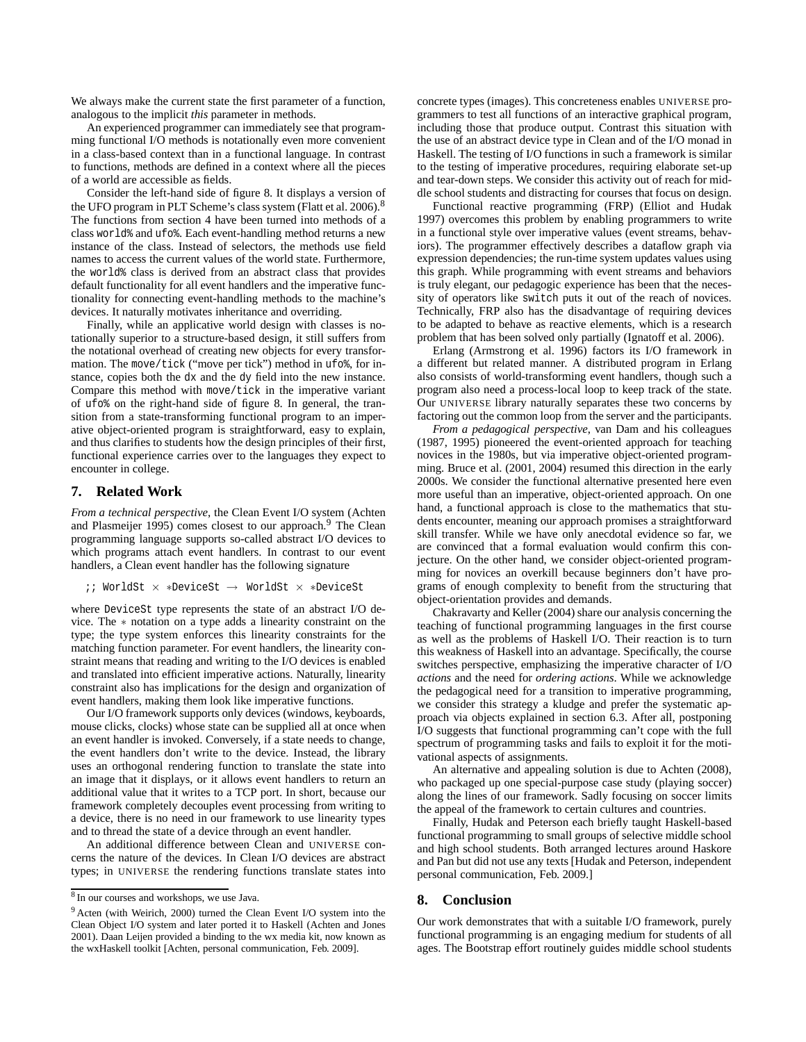We always make the current state the first parameter of a function, analogous to the implicit *this* parameter in methods.

An experienced programmer can immediately see that programming functional I/O methods is notationally even more convenient in a class-based context than in a functional language. In contrast to functions, methods are defined in a context where all the pieces of a world are accessible as fields.

Consider the left-hand side of figure 8. It displays a version of the UFO program in PLT Scheme's class system (Flatt et al. 2006).[8] The functions from section 4 have been turned into methods of a class world% and ufo%. Each event-handling method returns a new instance of the class. Instead of selectors, the methods use field names to access the current values of the world state. Furthermore, the world% class is derived from an abstract class that provides default functionality for all event handlers and the imperative functionality for connecting event-handling methods to the machine's devices. It naturally motivates inheritance and overriding.

Finally, while an applicative world design with classes is notationally superior to a structure-based design, it still suffers from the notational overhead of creating new objects for every transformation. The move/tick ("move per tick") method in ufo%, for instance, copies both the dx and the dy field into the new instance. Compare this method with move/tick in the imperative variant of ufo% on the right-hand side of figure 8. In general, the transition from a state-transforming functional program to an imperative object-oriented program is straightforward, easy to explain, and thus clarifies to students how the design principles of their first, functional experience carries over to the languages they expect to encounter in college.

## 7. Related Work

*From a technical perspective*, the Clean Event I/O system (Achten and Plasmeijer 1995) comes closest to our approach.[9] The Clean programming language supports so-called abstract I/O devices to which programs attach event handlers. In contrast to our event handlers, a Clean event handler has the following signature

```
;; WorldSt × *DeviceSt → WorldSt × *DeviceSt
```

where DeviceSt type represents the state of an abstract I/O device. The $*$ notation on a type adds a linearity constraint on the type; the type system enforces this linearity constraints for the matching function parameter. For event handlers, the linearity constraint means that reading and writing to the I/O devices is enabled and translated into efficient imperative actions. Naturally, linearity constraint also has implications for the design and organization of event handlers, making them look like imperative functions.

Our I/O framework supports only devices (windows, keyboards, mouse clicks, clocks) whose state can be supplied all at once when an event handler is invoked. Conversely, if a state needs to change, the event handlers don't write to the device. Instead, the library uses an orthogonal rendering function to translate the state into an image that it displays, or it allows event handlers to return an additional value that it writes to a TCP port. In short, because our framework completely decouples event processing from writing to a device, there is no need in our framework to use linearity types and to thread the state of a device through an event handler.

An additional difference between Clean and UNIVERSE concerns the nature of the devices. In Clean I/O devices are abstract types; in UNIVERSE the rendering functions translate states into concrete types (images). This concreteness enables UNIVERSE programmers to test all functions of an interactive graphical program, including those that produce output. Contrast this situation with the use of an abstract device type in Clean and of the I/O monad in Haskell. The testing of I/O functions in such a framework is similar to the testing of imperative procedures, requiring elaborate set-up and tear-down steps. We consider this activity out of reach for middle school students and distracting for courses that focus on design.

Functional reactive programming (FRP) (Elliot and Hudak 1997) overcomes this problem by enabling programmers to write in a functional style over imperative values (event streams, behaviors). The programmer effectively describes a dataflow graph via expression dependencies; the run-time system updates values using this graph. While programming with event streams and behaviors is truly elegant, our pedagogic experience has been that the necessity of operators like switch puts it out of the reach of novices. Technically, FRP also has the disadvantage of requiring devices to be adapted to behave as reactive elements, which is a research problem that has been solved only partially (Ignatoff et al. 2006).

Erlang (Armstrong et al. 1996) factors its I/O framework in a different but related manner. A distributed program in Erlang also consists of world-transforming event handlers, though such a program also need a process-local loop to keep track of the state. Our UNIVERSE library naturally separates these two concerns by factoring out the common loop from the server and the participants.

*From a pedagogical perspective*, van Dam and his colleagues (1987, 1995) pioneered the event-oriented approach for teaching novices in the 1980s, but via imperative object-oriented programming. Bruce et al. (2001, 2004) resumed this direction in the early 2000s. We consider the functional alternative presented here even more useful than an imperative, object-oriented approach. On one hand, a functional approach is close to the mathematics that students encounter, meaning our approach promises a straightforward skill transfer. While we have only anecdotal evidence so far, we are convinced that a formal evaluation would confirm this conjecture. On the other hand, we consider object-oriented programming for novices an overkill because beginners don't have programs of enough complexity to benefit from the structuring that object-orientation provides and demands.

Chakravarty and Keller (2004) share our analysis concerning the teaching of functional programming languages in the first course as well as the problems of Haskell I/O. Their reaction is to turn this weakness of Haskell into an advantage. Specifically, the course switches perspective, emphasizing the imperative character of I/O *actions* and the need for *ordering actions*. While we acknowledge the pedagogical need for a transition to imperative programming, we consider this strategy a kludge and prefer the systematic approach via objects explained in section 6.3. After all, postponing I/O suggests that functional programming can't cope with the full spectrum of programming tasks and fails to exploit it for the motivational aspects of assignments.

An alternative and appealing solution is due to Achten (2008), who packaged up one special-purpose case study (playing soccer) along the lines of our framework. Sadly focusing on soccer limits the appeal of the framework to certain cultures and countries.

Finally, Hudak and Peterson each briefly taught Haskell-based functional programming to small groups of selective middle school and high school students. Both arranged lectures around Haskore and Pan but did not use any texts [Hudak and Peterson, independent personal communication, Feb. 2009.]

## 8. Conclusion

Our work demonstrates that with a suitable I/O framework, purely functional programming is an engaging medium for students of all ages. The Bootstrap effort routinely guides middle school students

---

[8] In our courses and workshops, we use Java.

[9] Acten (with Weirich, 2000) turned the Clean Event I/O system into the Clean Object I/O system and later ported it to Haskell (Achten and Jones 2001). Daan Leijen provided a binding to the wx media kit, now known as the wxHaskell toolkit [Achten, personal communication, Feb. 2009].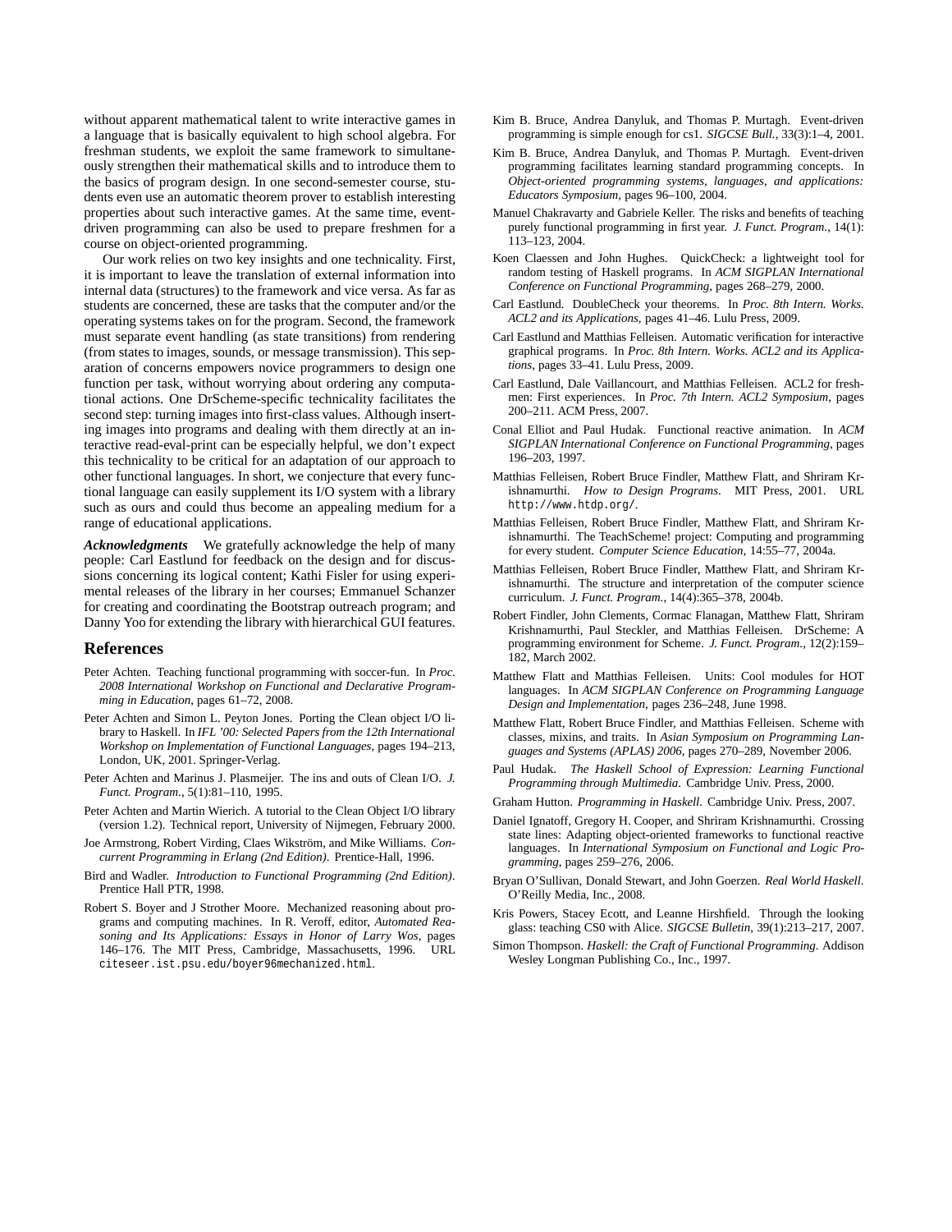without apparent mathematical talent to write interactive games in a language that is basically equivalent to high school algebra. For freshman students, we exploit the same framework to simultaneously strengthen their mathematical skills and to introduce them to the basics of program design. In one second-semester course, students even use an automatic theorem prover to establish interesting properties about such interactive games. At the same time, event-driven programming can also be used to prepare freshmen for a course on object-oriented programming.

Our work relies on two key insights and one technicality. First, it is important to leave the translation of external information into internal data (structures) to the framework and vice versa. As far as students are concerned, these are tasks that the computer and/or the operating systems takes on for the program. Second, the framework must separate event handling (as state transitions) from rendering (from states to images, sounds, or message transmission). This separation of concerns empowers novice programmers to design one function per task, without worrying about ordering any computational actions. One DrScheme-specific technicality facilitates the second step: turning images into first-class values. Although inserting images into programs and dealing with them directly at an interactive read-eval-print can be especially helpful, we don't expect this technicality to be critical for an adaptation of our approach to other functional languages. In short, we conjecture that every functional language can easily supplement its I/O system with a library such as ours and could thus become an appealing medium for a range of educational applications.

***Acknowledgments*** We gratefully acknowledge the help of many people: Carl Eastlund for feedback on the design and for discussions concerning its logical content; Kathi Fisler for using experimental releases of the library in her courses; Emmanuel Schanzer for creating and coordinating the Bootstrap outreach program; and Danny Yoo for extending the library with hierarchical GUI features.

## References

Peter Achten. Teaching functional programming with soccer-fun. In *Proc. 2008 International Workshop on Functional and Declarative Programming in Education*, pages 61–72, 2008.

Peter Achten and Simon L. Peyton Jones. Porting the Clean object I/O library to Haskell. In *IFL '00: Selected Papers from the 12th International Workshop on Implementation of Functional Languages*, pages 194–213, London, UK, 2001. Springer-Verlag.

Peter Achten and Marinus J. Plasmeijer. The ins and outs of Clean I/O. *J. Funct. Program.*, 5(1):81–110, 1995.

Peter Achten and Martin Wierich. A tutorial to the Clean Object I/O library (version 1.2). Technical report, University of Nijmegen, February 2000.

Joe Armstrong, Robert Virding, Claes Wikström, and Mike Williams. *Concurrent Programming in Erlang (2nd Edition)*. Prentice-Hall, 1996.

Bird and Wadler. *Introduction to Functional Programming (2nd Edition)*. Prentice Hall PTR, 1998.

Robert S. Boyer and J Strother Moore. Mechanized reasoning about programs and computing machines. In R. Veroff, editor, *Automated Reasoning and Its Applications: Essays in Honor of Larry Wos*, pages 146–176. The MIT Press, Cambridge, Massachusetts, 1996. URL citeseer.ist.psu.edu/boyer96mechanized.html.

Kim B. Bruce, Andrea Danyluk, and Thomas P. Murtagh. Event-driven programming is simple enough for cs1. *SIGCSE Bull.*, 33(3):1–4, 2001.

Kim B. Bruce, Andrea Danyluk, and Thomas P. Murtagh. Event-driven programming facilitates learning standard programming concepts. In *Object-oriented programming systems, languages, and applications: Educators Symposium*, pages 96–100, 2004.

Manuel Chakravarty and Gabriele Keller. The risks and benefits of teaching purely functional programming in first year. *J. Funct. Program.*, 14(1): 113–123, 2004.

Koen Claessen and John Hughes. QuickCheck: a lightweight tool for random testing of Haskell programs. In *ACM SIGPLAN International Conference on Functional Programming*, pages 268–279, 2000.

Carl Eastlund. DoubleCheck your theorems. In *Proc. 8th Intern. Works. ACL2 and its Applications*, pages 41–46. Lulu Press, 2009.

Carl Eastlund and Matthias Felleisen. Automatic verification for interactive graphical programs. In *Proc. 8th Intern. Works. ACL2 and its Applications*, pages 33–41. Lulu Press, 2009.

Carl Eastlund, Dale Vaillancourt, and Matthias Felleisen. ACL2 for freshmen: First experiences. In *Proc. 7th Intern. ACL2 Symposium*, pages 200–211. ACM Press, 2007.

Conal Elliot and Paul Hudak. Functional reactive animation. In *ACM SIGPLAN International Conference on Functional Programming*, pages 196–203, 1997.

Matthias Felleisen, Robert Bruce Findler, Matthew Flatt, and Shriram Krishnamurthi. *How to Design Programs*. MIT Press, 2001. URL http://www.htdp.org/.

Matthias Felleisen, Robert Bruce Findler, Matthew Flatt, and Shriram Krishnamurthi. The TeachScheme! project: Computing and programming for every student. *Computer Science Education*, 14:55–77, 2004a.

Matthias Felleisen, Robert Bruce Findler, Matthew Flatt, and Shriram Krishnamurthi. The structure and interpretation of the computer science curriculum. *J. Funct. Program.*, 14(4):365–378, 2004b.

Robert Findler, John Clements, Cormac Flanagan, Matthew Flatt, Shriram Krishnamurthi, Paul Steckler, and Matthias Felleisen. DrScheme: A programming environment for Scheme. *J. Funct. Program.*, 12(2):159–182, March 2002.

Matthew Flatt and Matthias Felleisen. Units: Cool modules for HOT languages. In *ACM SIGPLAN Conference on Programming Language Design and Implementation*, pages 236–248, June 1998.

Matthew Flatt, Robert Bruce Findler, and Matthias Felleisen. Scheme with classes, mixins, and traits. In *Asian Symposium on Programming Languages and Systems (APLAS) 2006*, pages 270–289, November 2006.

Paul Hudak. *The Haskell School of Expression: Learning Functional Programming through Multimedia*. Cambridge Univ. Press, 2000.

Graham Hutton. *Programming in Haskell*. Cambridge Univ. Press, 2007.

Daniel Ignatoff, Gregory H. Cooper, and Shriram Krishnamurthi. Crossing state lines: Adapting object-oriented frameworks to functional reactive languages. In *International Symposium on Functional and Logic Programming*, pages 259–276, 2006.

Bryan O'Sullivan, Donald Stewart, and John Goerzen. *Real World Haskell*. O'Reilly Media, Inc., 2008.

Kris Powers, Stacey Ecott, and Leanne Hirshfield. Through the looking glass: teaching CS0 with Alice. *SIGCSE Bulletin*, 39(1):213–217, 2007.

Simon Thompson. *Haskell: the Craft of Functional Programming*. Addison Wesley Longman Publishing Co., Inc., 1997.